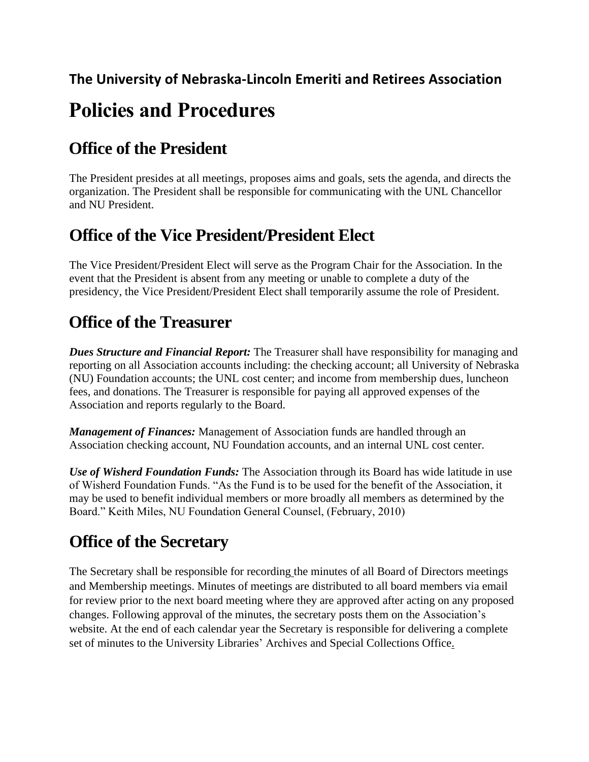**The University of Nebraska-Lincoln Emeriti and Retirees Association**

# Policies and Procedures

## Office of the President

The President presides at all meetings, proposes aims and goals, sets the agenda, and directs the organization. The President shall be responsible for communicating with the UNL Chancellor and NU President.

## Office of the Vice President/President Elect

The Vice President/President Elect will serve as the Program Chair for the Association. In the event that the President is absent from any meeting or unable to complete a duty of the presidency, the Vice President/President Elect shall temporarily assume the role of President.

## Office of the Treasurer

***Dues Structure and Financial Report:*** The Treasurer shall have responsibility for managing and reporting on all Association accounts including: the checking account; all University of Nebraska (NU) Foundation accounts; the UNL cost center; and income from membership dues, luncheon fees, and donations. The Treasurer is responsible for paying all approved expenses of the Association and reports regularly to the Board.

***Management of Finances:*** Management of Association funds are handled through an Association checking account, NU Foundation accounts, and an internal UNL cost center.

***Use of Wisherd Foundation Funds:*** The Association through its Board has wide latitude in use of Wisherd Foundation Funds. "As the Fund is to be used for the benefit of the Association, it may be used to benefit individual members or more broadly all members as determined by the Board." Keith Miles, NU Foundation General Counsel, (February, 2010)

## Office of the Secretary

The Secretary shall be responsible for recording the minutes of all Board of Directors meetings and Membership meetings. Minutes of meetings are distributed to all board members via email for review prior to the next board meeting where they are approved after acting on any proposed changes. Following approval of the minutes, the secretary posts them on the Association's website. At the end of each calendar year the Secretary is responsible for delivering a complete set of minutes to the University Libraries' Archives and Special Collections Office.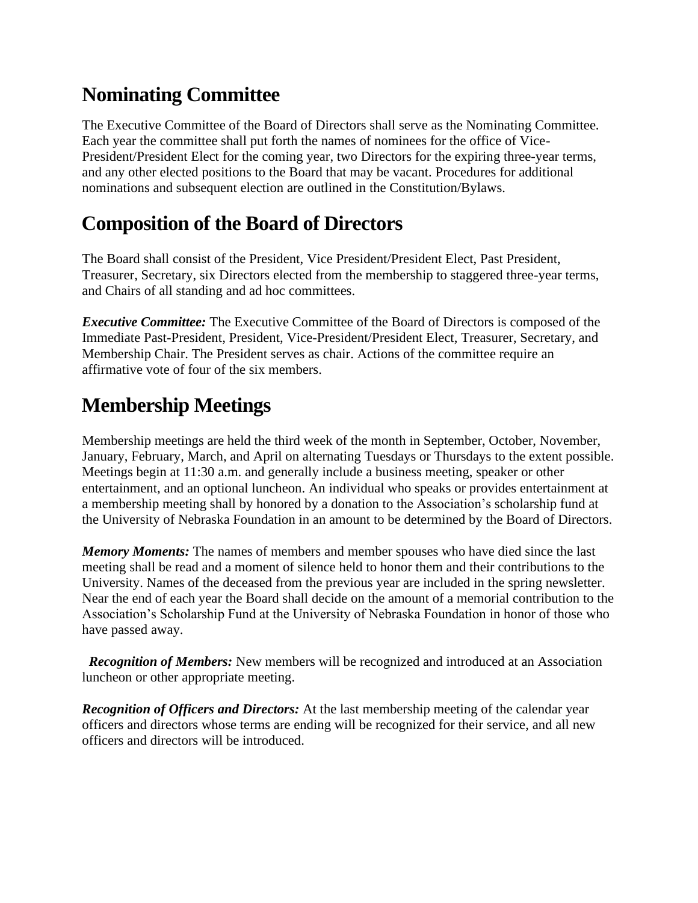## Nominating Committee

The Executive Committee of the Board of Directors shall serve as the Nominating Committee. Each year the committee shall put forth the names of nominees for the office of Vice-President/President Elect for the coming year, two Directors for the expiring three-year terms, and any other elected positions to the Board that may be vacant. Procedures for additional nominations and subsequent election are outlined in the Constitution/Bylaws.

## Composition of the Board of Directors

The Board shall consist of the President, Vice President/President Elect, Past President, Treasurer, Secretary, six Directors elected from the membership to staggered three-year terms, and Chairs of all standing and ad hoc committees.

***Executive Committee:*** The Executive Committee of the Board of Directors is composed of the Immediate Past-President, President, Vice-President/President Elect, Treasurer, Secretary, and Membership Chair. The President serves as chair. Actions of the committee require an affirmative vote of four of the six members.

## Membership Meetings

Membership meetings are held the third week of the month in September, October, November, January, February, March, and April on alternating Tuesdays or Thursdays to the extent possible. Meetings begin at 11:30 a.m. and generally include a business meeting, speaker or other entertainment, and an optional luncheon. An individual who speaks or provides entertainment at a membership meeting shall by honored by a donation to the Association's scholarship fund at the University of Nebraska Foundation in an amount to be determined by the Board of Directors.

***Memory Moments:*** The names of members and member spouses who have died since the last meeting shall be read and a moment of silence held to honor them and their contributions to the University. Names of the deceased from the previous year are included in the spring newsletter. Near the end of each year the Board shall decide on the amount of a memorial contribution to the Association's Scholarship Fund at the University of Nebraska Foundation in honor of those who have passed away.

***Recognition of Members:*** New members will be recognized and introduced at an Association luncheon or other appropriate meeting.

***Recognition of Officers and Directors:*** At the last membership meeting of the calendar year officers and directors whose terms are ending will be recognized for their service, and all new officers and directors will be introduced.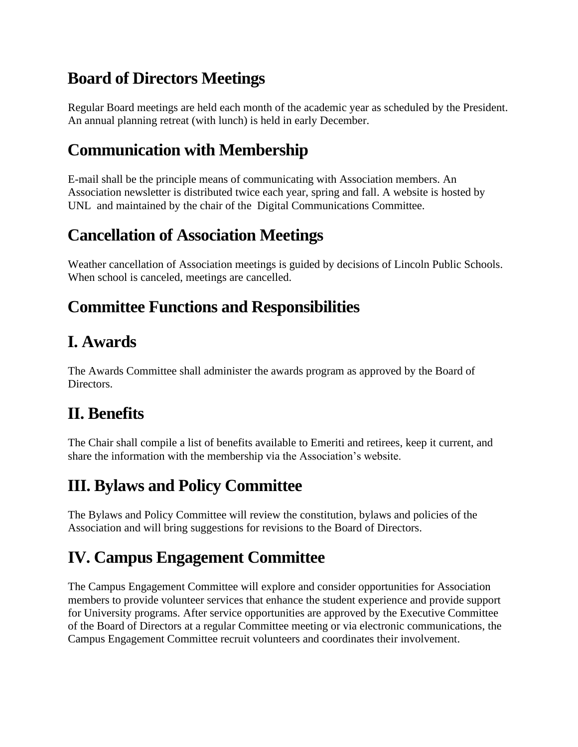## Board of Directors Meetings

Regular Board meetings are held each month of the academic year as scheduled by the President. An annual planning retreat (with lunch) is held in early December.

## Communication with Membership

E-mail shall be the principle means of communicating with Association members. An Association newsletter is distributed twice each year, spring and fall. A website is hosted by UNL and maintained by the chair of the Digital Communications Committee.

## Cancellation of Association Meetings

Weather cancellation of Association meetings is guided by decisions of Lincoln Public Schools. When school is canceled, meetings are cancelled.

## Committee Functions and Responsibilities

## I. Awards

The Awards Committee shall administer the awards program as approved by the Board of Directors.

## II. Benefits

The Chair shall compile a list of benefits available to Emeriti and retirees, keep it current, and share the information with the membership via the Association's website.

## III. Bylaws and Policy Committee

The Bylaws and Policy Committee will review the constitution, bylaws and policies of the Association and will bring suggestions for revisions to the Board of Directors.

## IV. Campus Engagement Committee

The Campus Engagement Committee will explore and consider opportunities for Association members to provide volunteer services that enhance the student experience and provide support for University programs. After service opportunities are approved by the Executive Committee of the Board of Directors at a regular Committee meeting or via electronic communications, the Campus Engagement Committee recruit volunteers and coordinates their involvement.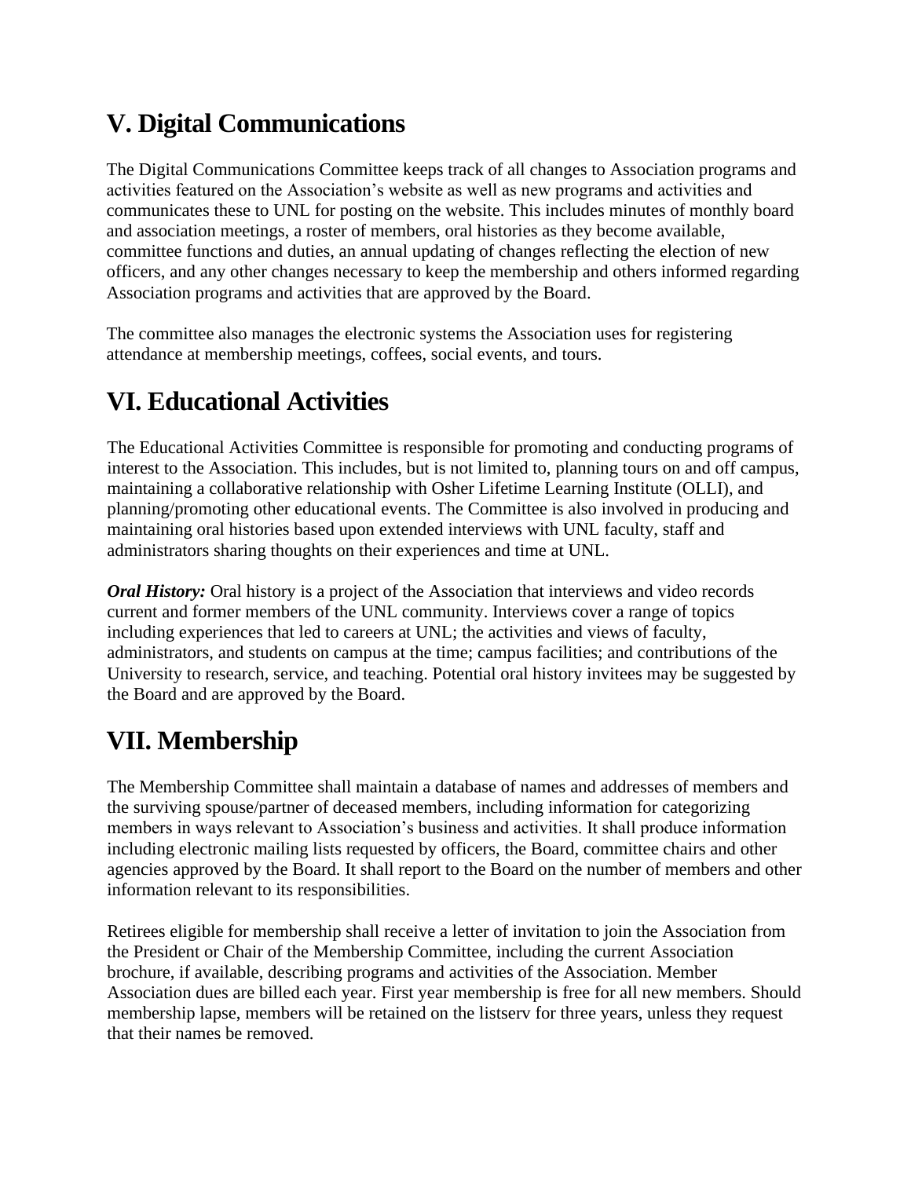## V. Digital Communications

The Digital Communications Committee keeps track of all changes to Association programs and activities featured on the Association's website as well as new programs and activities and communicates these to UNL for posting on the website. This includes minutes of monthly board and association meetings, a roster of members, oral histories as they become available, committee functions and duties, an annual updating of changes reflecting the election of new officers, and any other changes necessary to keep the membership and others informed regarding Association programs and activities that are approved by the Board.

The committee also manages the electronic systems the Association uses for registering attendance at membership meetings, coffees, social events, and tours.

## VI. Educational Activities

The Educational Activities Committee is responsible for promoting and conducting programs of interest to the Association. This includes, but is not limited to, planning tours on and off campus, maintaining a collaborative relationship with Osher Lifetime Learning Institute (OLLI), and planning/promoting other educational events. The Committee is also involved in producing and maintaining oral histories based upon extended interviews with UNL faculty, staff and administrators sharing thoughts on their experiences and time at UNL.

***Oral History:*** Oral history is a project of the Association that interviews and video records current and former members of the UNL community. Interviews cover a range of topics including experiences that led to careers at UNL; the activities and views of faculty, administrators, and students on campus at the time; campus facilities; and contributions of the University to research, service, and teaching. Potential oral history invitees may be suggested by the Board and are approved by the Board.

## VII. Membership

The Membership Committee shall maintain a database of names and addresses of members and the surviving spouse/partner of deceased members, including information for categorizing members in ways relevant to Association's business and activities. It shall produce information including electronic mailing lists requested by officers, the Board, committee chairs and other agencies approved by the Board. It shall report to the Board on the number of members and other information relevant to its responsibilities.

Retirees eligible for membership shall receive a letter of invitation to join the Association from the President or Chair of the Membership Committee, including the current Association brochure, if available, describing programs and activities of the Association. Member Association dues are billed each year. First year membership is free for all new members. Should membership lapse, members will be retained on the listserv for three years, unless they request that their names be removed.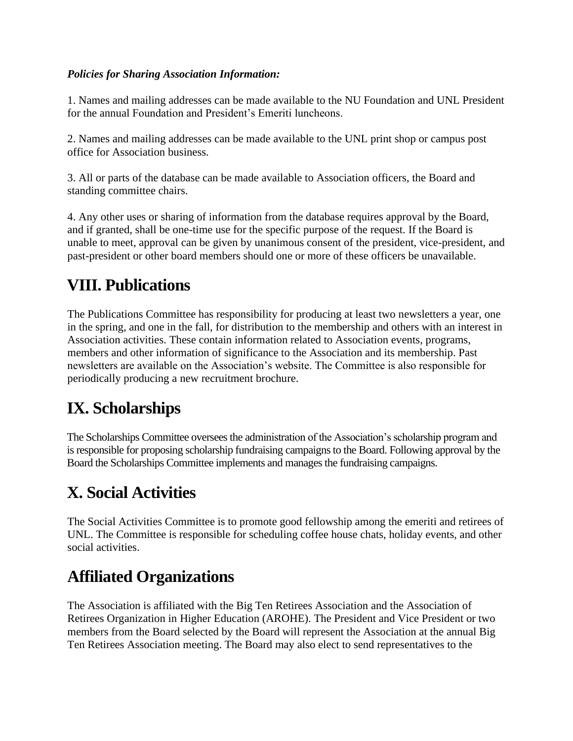***Policies for Sharing Association Information:***

1. Names and mailing addresses can be made available to the NU Foundation and UNL President for the annual Foundation and President's Emeriti luncheons.

2. Names and mailing addresses can be made available to the UNL print shop or campus post office for Association business.

3. All or parts of the database can be made available to Association officers, the Board and standing committee chairs.

4. Any other uses or sharing of information from the database requires approval by the Board, and if granted, shall be one-time use for the specific purpose of the request. If the Board is unable to meet, approval can be given by unanimous consent of the president, vice-president, and past-president or other board members should one or more of these officers be unavailable.

# VIII. Publications

The Publications Committee has responsibility for producing at least two newsletters a year, one in the spring, and one in the fall, for distribution to the membership and others with an interest in Association activities. These contain information related to Association events, programs, members and other information of significance to the Association and its membership. Past newsletters are available on the Association's website. The Committee is also responsible for periodically producing a new recruitment brochure.

# IX. Scholarships

The Scholarships Committee oversees the administration of the Association's scholarship program and is responsible for proposing scholarship fundraising campaigns to the Board. Following approval by the Board the Scholarships Committee implements and manages the fundraising campaigns.

# X. Social Activities

The Social Activities Committee is to promote good fellowship among the emeriti and retirees of UNL. The Committee is responsible for scheduling coffee house chats, holiday events, and other social activities.

# Affiliated Organizations

The Association is affiliated with the Big Ten Retirees Association and the Association of Retirees Organization in Higher Education (AROHE). The President and Vice President or two members from the Board selected by the Board will represent the Association at the annual Big Ten Retirees Association meeting. The Board may also elect to send representatives to the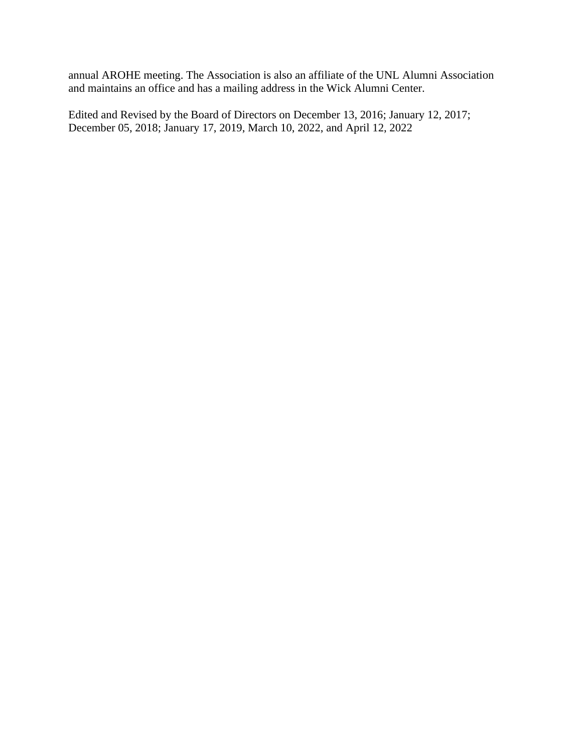annual AROHE meeting. The Association is also an affiliate of the UNL Alumni Association and maintains an office and has a mailing address in the Wick Alumni Center.

Edited and Revised by the Board of Directors on December 13, 2016; January 12, 2017; December 05, 2018; January 17, 2019, March 10, 2022, and April 12, 2022